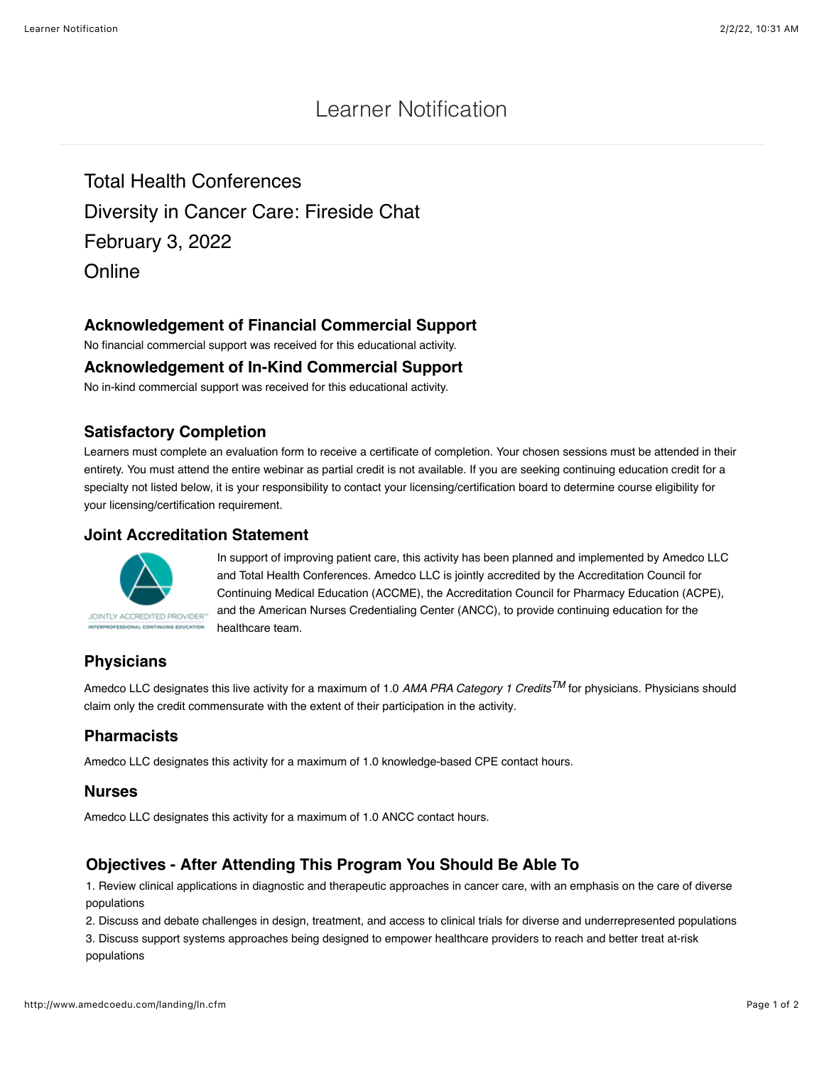# Learner Notification

## Total Health Conferences
## Diversity in Cancer Care: Fireside Chat
## February 3, 2022
## Online

### Acknowledgement of Financial Commercial Support

No financial commercial support was received for this educational activity.

### Acknowledgement of In-Kind Commercial Support

No in-kind commercial support was received for this educational activity.

### Satisfactory Completion

Learners must complete an evaluation form to receive a certificate of completion. Your chosen sessions must be attended in their entirety. You must attend the entire webinar as partial credit is not available. If you are seeking continuing education credit for a specialty not listed below, it is your responsibility to contact your licensing/certification board to determine course eligibility for your licensing/certification requirement.

### Joint Accreditation Statement

JOINTLY ACCREDITED PROVIDER™
INTERPROFESSIONAL CONTINUING EDUCATION

In support of improving patient care, this activity has been planned and implemented by Amedco LLC and Total Health Conferences. Amedco LLC is jointly accredited by the Accreditation Council for Continuing Medical Education (ACCME), the Accreditation Council for Pharmacy Education (ACPE), and the American Nurses Credentialing Center (ANCC), to provide continuing education for the healthcare team.

### Physicians

Amedco LLC designates this live activity for a maximum of 1.0 *AMA PRA Category 1 Credits*™ for physicians. Physicians should claim only the credit commensurate with the extent of their participation in the activity.

### Pharmacists

Amedco LLC designates this activity for a maximum of 1.0 knowledge-based CPE contact hours.

### Nurses

Amedco LLC designates this activity for a maximum of 1.0 ANCC contact hours.

### Objectives - After Attending This Program You Should Be Able To

1. Review clinical applications in diagnostic and therapeutic approaches in cancer care, with an emphasis on the care of diverse populations
2. Discuss and debate challenges in design, treatment, and access to clinical trials for diverse and underrepresented populations
3. Discuss support systems approaches being designed to empower healthcare providers to reach and better treat at-risk populations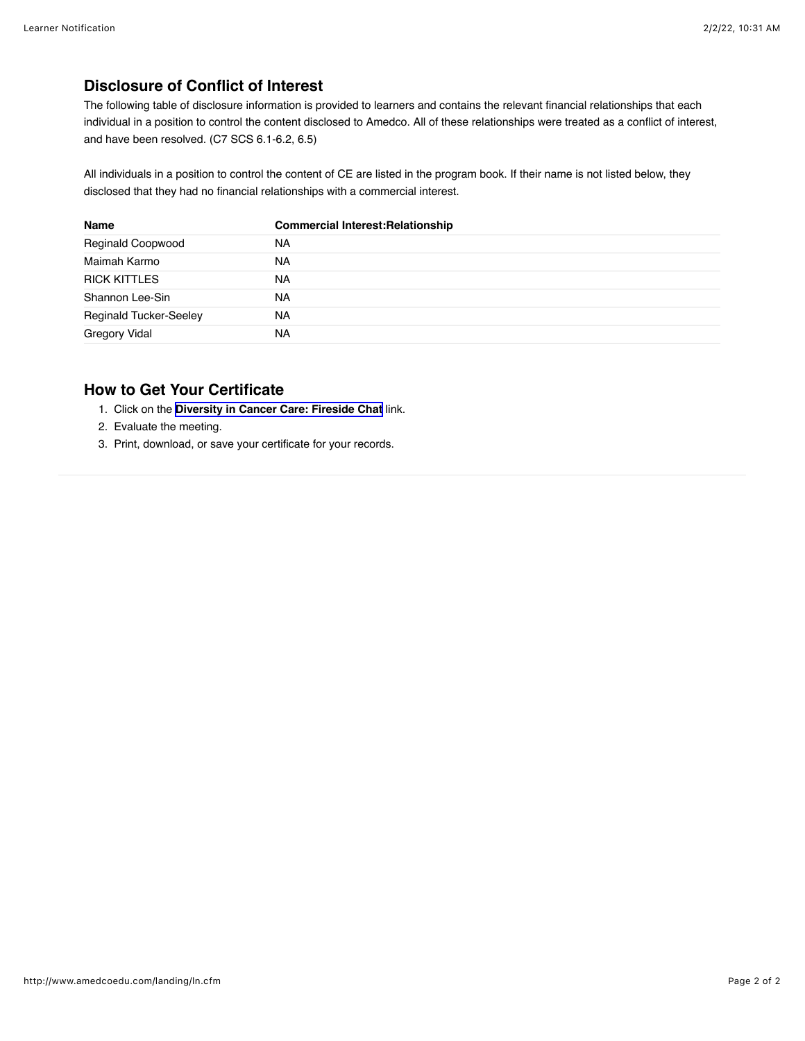## Disclosure of Conflict of Interest

The following table of disclosure information is provided to learners and contains the relevant financial relationships that each individual in a position to control the content disclosed to Amedco. All of these relationships were treated as a conflict of interest, and have been resolved. (C7 SCS 6.1-6.2, 6.5)

All individuals in a position to control the content of CE are listed in the program book. If their name is not listed below, they disclosed that they had no financial relationships with a commercial interest.

| Name | Commercial Interest:Relationship |
|---|---|
| Reginald Coopwood | NA |
| Maimah Karmo | NA |
| RICK KITTLES | NA |
| Shannon Lee-Sin | NA |
| Reginald Tucker-Seeley | NA |
| Gregory Vidal | NA |

## How to Get Your Certificate

1. Click on the **Diversity in Cancer Care: Fireside Chat** link.
2. Evaluate the meeting.
3. Print, download, or save your certificate for your records.